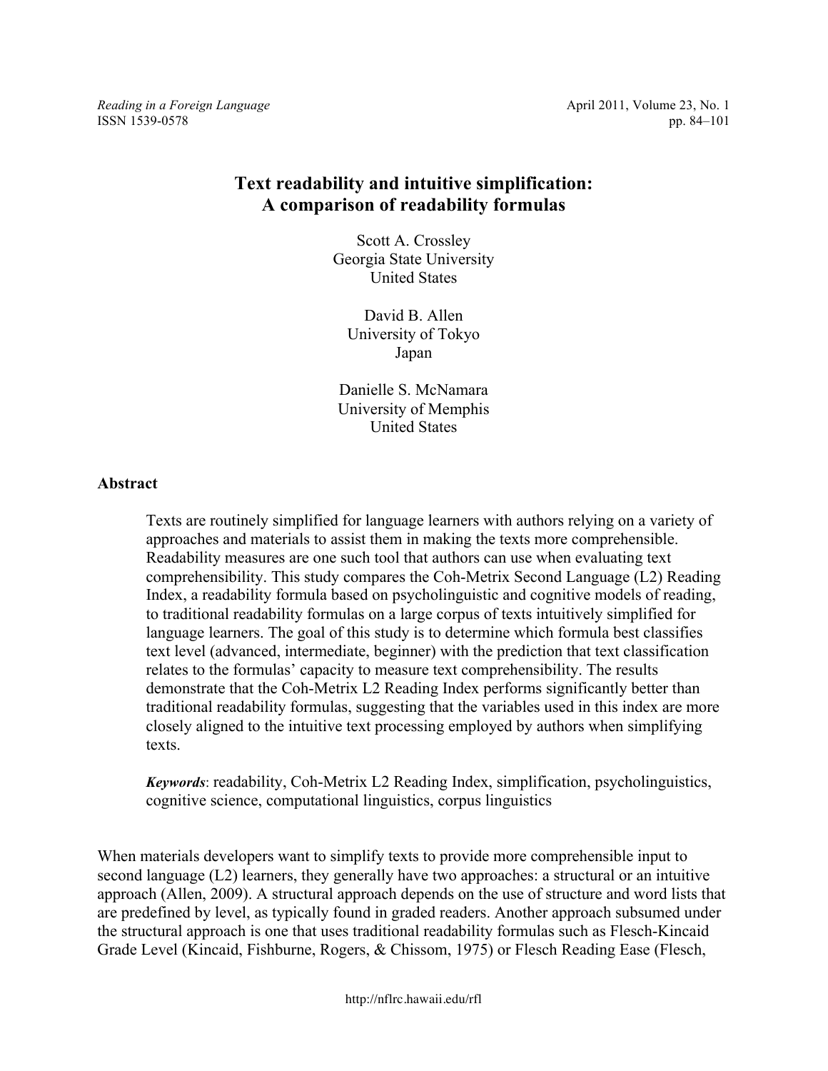# Text readability and intuitive simplification: A comparison of readability formulas

Scott A. Crossley
Georgia State University
United States

David B. Allen
University of Tokyo
Japan

Danielle S. McNamara
University of Memphis
United States

## Abstract

Texts are routinely simplified for language learners with authors relying on a variety of approaches and materials to assist them in making the texts more comprehensible. Readability measures are one such tool that authors can use when evaluating text comprehensibility. This study compares the Coh-Metrix Second Language (L2) Reading Index, a readability formula based on psycholinguistic and cognitive models of reading, to traditional readability formulas on a large corpus of texts intuitively simplified for language learners. The goal of this study is to determine which formula best classifies text level (advanced, intermediate, beginner) with the prediction that text classification relates to the formulas' capacity to measure text comprehensibility. The results demonstrate that the Coh-Metrix L2 Reading Index performs significantly better than traditional readability formulas, suggesting that the variables used in this index are more closely aligned to the intuitive text processing employed by authors when simplifying texts.

***Keywords***: readability, Coh-Metrix L2 Reading Index, simplification, psycholinguistics, cognitive science, computational linguistics, corpus linguistics

When materials developers want to simplify texts to provide more comprehensible input to second language (L2) learners, they generally have two approaches: a structural or an intuitive approach (Allen, 2009). A structural approach depends on the use of structure and word lists that are predefined by level, as typically found in graded readers. Another approach subsumed under the structural approach is one that uses traditional readability formulas such as Flesch-Kincaid Grade Level (Kincaid, Fishburne, Rogers, & Chissom, 1975) or Flesch Reading Ease (Flesch,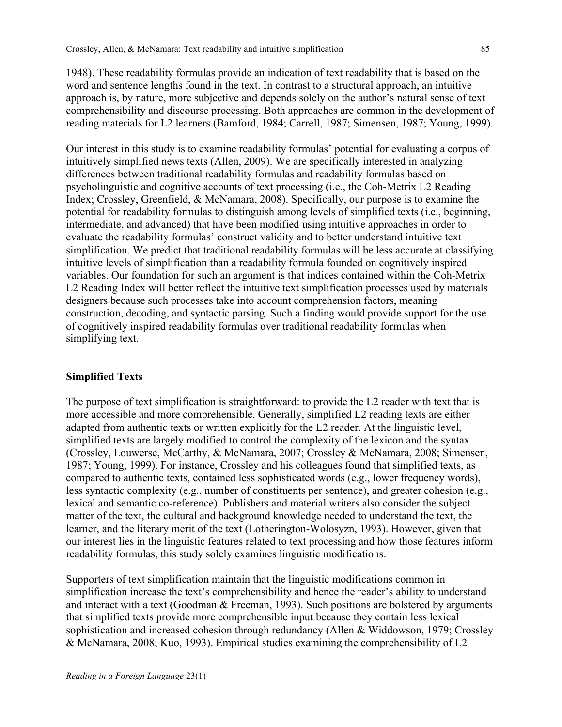1948). These readability formulas provide an indication of text readability that is based on the word and sentence lengths found in the text. In contrast to a structural approach, an intuitive approach is, by nature, more subjective and depends solely on the author's natural sense of text comprehensibility and discourse processing. Both approaches are common in the development of reading materials for L2 learners (Bamford, 1984; Carrell, 1987; Simensen, 1987; Young, 1999).

Our interest in this study is to examine readability formulas' potential for evaluating a corpus of intuitively simplified news texts (Allen, 2009). We are specifically interested in analyzing differences between traditional readability formulas and readability formulas based on psycholinguistic and cognitive accounts of text processing (i.e., the Coh-Metrix L2 Reading Index; Crossley, Greenfield, & McNamara, 2008). Specifically, our purpose is to examine the potential for readability formulas to distinguish among levels of simplified texts (i.e., beginning, intermediate, and advanced) that have been modified using intuitive approaches in order to evaluate the readability formulas' construct validity and to better understand intuitive text simplification. We predict that traditional readability formulas will be less accurate at classifying intuitive levels of simplification than a readability formula founded on cognitively inspired variables. Our foundation for such an argument is that indices contained within the Coh-Metrix L2 Reading Index will better reflect the intuitive text simplification processes used by materials designers because such processes take into account comprehension factors, meaning construction, decoding, and syntactic parsing. Such a finding would provide support for the use of cognitively inspired readability formulas over traditional readability formulas when simplifying text.

## Simplified Texts

The purpose of text simplification is straightforward: to provide the L2 reader with text that is more accessible and more comprehensible. Generally, simplified L2 reading texts are either adapted from authentic texts or written explicitly for the L2 reader. At the linguistic level, simplified texts are largely modified to control the complexity of the lexicon and the syntax (Crossley, Louwerse, McCarthy, & McNamara, 2007; Crossley & McNamara, 2008; Simensen, 1987; Young, 1999). For instance, Crossley and his colleagues found that simplified texts, as compared to authentic texts, contained less sophisticated words (e.g., lower frequency words), less syntactic complexity (e.g., number of constituents per sentence), and greater cohesion (e.g., lexical and semantic co-reference). Publishers and material writers also consider the subject matter of the text, the cultural and background knowledge needed to understand the text, the learner, and the literary merit of the text (Lotherington-Wolosyzn, 1993). However, given that our interest lies in the linguistic features related to text processing and how those features inform readability formulas, this study solely examines linguistic modifications.

Supporters of text simplification maintain that the linguistic modifications common in simplification increase the text's comprehensibility and hence the reader's ability to understand and interact with a text (Goodman & Freeman, 1993). Such positions are bolstered by arguments that simplified texts provide more comprehensible input because they contain less lexical sophistication and increased cohesion through redundancy (Allen & Widdowson, 1979; Crossley & McNamara, 2008; Kuo, 1993). Empirical studies examining the comprehensibility of L2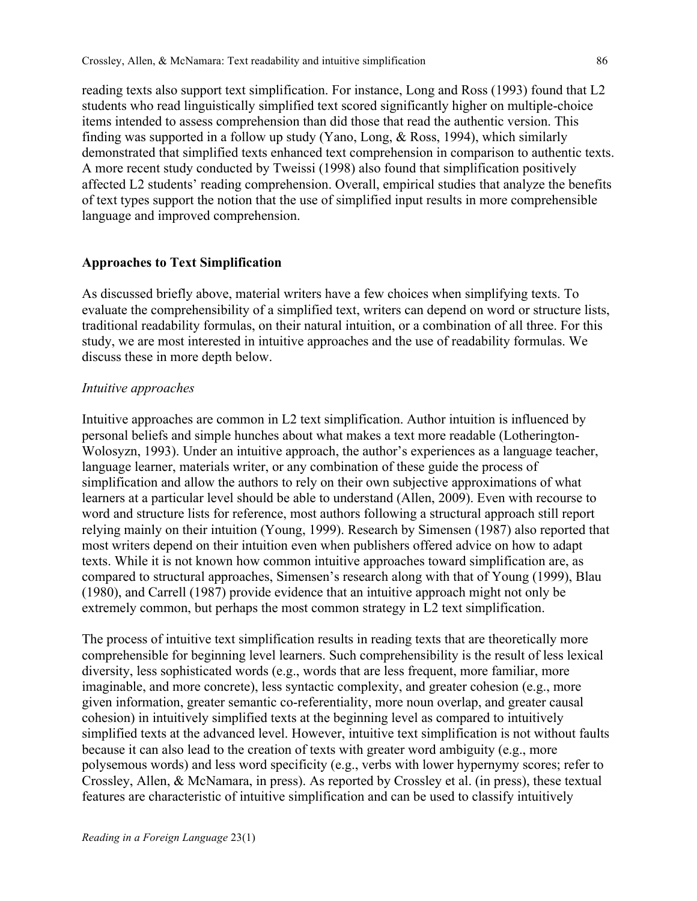reading texts also support text simplification. For instance, Long and Ross (1993) found that L2 students who read linguistically simplified text scored significantly higher on multiple-choice items intended to assess comprehension than did those that read the authentic version. This finding was supported in a follow up study (Yano, Long, & Ross, 1994), which similarly demonstrated that simplified texts enhanced text comprehension in comparison to authentic texts. A more recent study conducted by Tweissi (1998) also found that simplification positively affected L2 students' reading comprehension. Overall, empirical studies that analyze the benefits of text types support the notion that the use of simplified input results in more comprehensible language and improved comprehension.

## Approaches to Text Simplification

As discussed briefly above, material writers have a few choices when simplifying texts. To evaluate the comprehensibility of a simplified text, writers can depend on word or structure lists, traditional readability formulas, on their natural intuition, or a combination of all three. For this study, we are most interested in intuitive approaches and the use of readability formulas. We discuss these in more depth below.

### *Intuitive approaches*

Intuitive approaches are common in L2 text simplification. Author intuition is influenced by personal beliefs and simple hunches about what makes a text more readable (Lotherington-Wolosyzn, 1993). Under an intuitive approach, the author's experiences as a language teacher, language learner, materials writer, or any combination of these guide the process of simplification and allow the authors to rely on their own subjective approximations of what learners at a particular level should be able to understand (Allen, 2009). Even with recourse to word and structure lists for reference, most authors following a structural approach still report relying mainly on their intuition (Young, 1999). Research by Simensen (1987) also reported that most writers depend on their intuition even when publishers offered advice on how to adapt texts. While it is not known how common intuitive approaches toward simplification are, as compared to structural approaches, Simensen's research along with that of Young (1999), Blau (1980), and Carrell (1987) provide evidence that an intuitive approach might not only be extremely common, but perhaps the most common strategy in L2 text simplification.

The process of intuitive text simplification results in reading texts that are theoretically more comprehensible for beginning level learners. Such comprehensibility is the result of less lexical diversity, less sophisticated words (e.g., words that are less frequent, more familiar, more imaginable, and more concrete), less syntactic complexity, and greater cohesion (e.g., more given information, greater semantic co-referentiality, more noun overlap, and greater causal cohesion) in intuitively simplified texts at the beginning level as compared to intuitively simplified texts at the advanced level. However, intuitive text simplification is not without faults because it can also lead to the creation of texts with greater word ambiguity (e.g., more polysemous words) and less word specificity (e.g., verbs with lower hypernymy scores; refer to Crossley, Allen, & McNamara, in press). As reported by Crossley et al. (in press), these textual features are characteristic of intuitive simplification and can be used to classify intuitively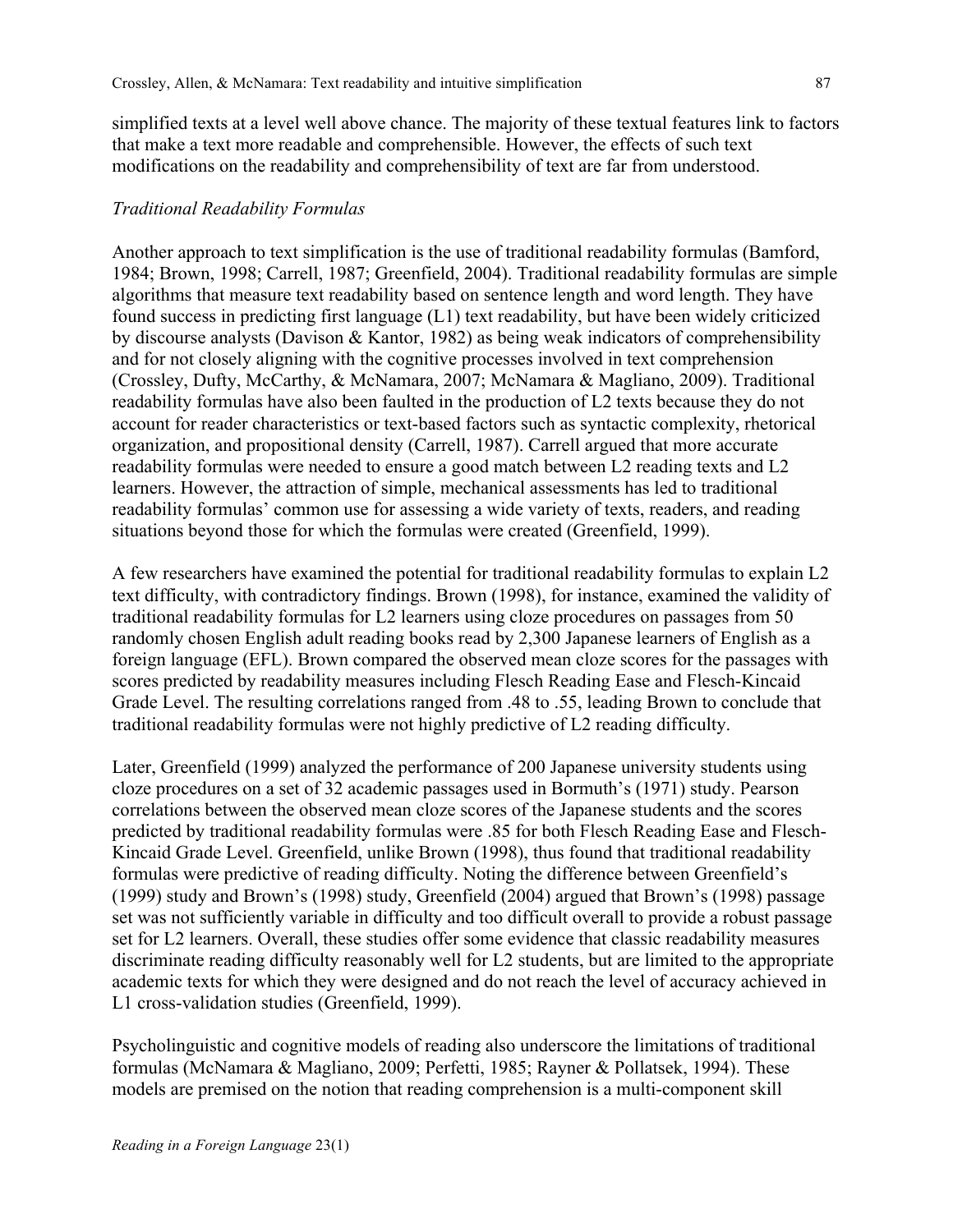simplified texts at a level well above chance. The majority of these textual features link to factors that make a text more readable and comprehensible. However, the effects of such text modifications on the readability and comprehensibility of text are far from understood.

### *Traditional Readability Formulas*

Another approach to text simplification is the use of traditional readability formulas (Bamford, 1984; Brown, 1998; Carrell, 1987; Greenfield, 2004). Traditional readability formulas are simple algorithms that measure text readability based on sentence length and word length. They have found success in predicting first language (L1) text readability, but have been widely criticized by discourse analysts (Davison & Kantor, 1982) as being weak indicators of comprehensibility and for not closely aligning with the cognitive processes involved in text comprehension (Crossley, Dufty, McCarthy, & McNamara, 2007; McNamara & Magliano, 2009). Traditional readability formulas have also been faulted in the production of L2 texts because they do not account for reader characteristics or text-based factors such as syntactic complexity, rhetorical organization, and propositional density (Carrell, 1987). Carrell argued that more accurate readability formulas were needed to ensure a good match between L2 reading texts and L2 learners. However, the attraction of simple, mechanical assessments has led to traditional readability formulas' common use for assessing a wide variety of texts, readers, and reading situations beyond those for which the formulas were created (Greenfield, 1999).

A few researchers have examined the potential for traditional readability formulas to explain L2 text difficulty, with contradictory findings. Brown (1998), for instance, examined the validity of traditional readability formulas for L2 learners using cloze procedures on passages from 50 randomly chosen English adult reading books read by 2,300 Japanese learners of English as a foreign language (EFL). Brown compared the observed mean cloze scores for the passages with scores predicted by readability measures including Flesch Reading Ease and Flesch-Kincaid Grade Level. The resulting correlations ranged from .48 to .55, leading Brown to conclude that traditional readability formulas were not highly predictive of L2 reading difficulty.

Later, Greenfield (1999) analyzed the performance of 200 Japanese university students using cloze procedures on a set of 32 academic passages used in Bormuth's (1971) study. Pearson correlations between the observed mean cloze scores of the Japanese students and the scores predicted by traditional readability formulas were .85 for both Flesch Reading Ease and Flesch-Kincaid Grade Level. Greenfield, unlike Brown (1998), thus found that traditional readability formulas were predictive of reading difficulty. Noting the difference between Greenfield's (1999) study and Brown's (1998) study, Greenfield (2004) argued that Brown's (1998) passage set was not sufficiently variable in difficulty and too difficult overall to provide a robust passage set for L2 learners. Overall, these studies offer some evidence that classic readability measures discriminate reading difficulty reasonably well for L2 students, but are limited to the appropriate academic texts for which they were designed and do not reach the level of accuracy achieved in L1 cross-validation studies (Greenfield, 1999).

Psycholinguistic and cognitive models of reading also underscore the limitations of traditional formulas (McNamara & Magliano, 2009; Perfetti, 1985; Rayner & Pollatsek, 1994). These models are premised on the notion that reading comprehension is a multi-component skill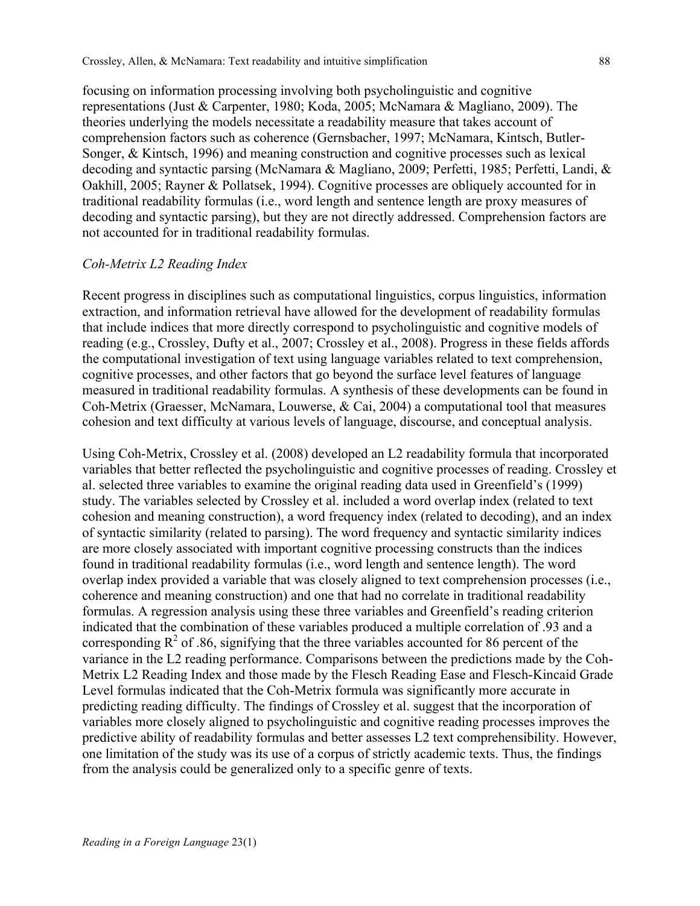focusing on information processing involving both psycholinguistic and cognitive representations (Just & Carpenter, 1980; Koda, 2005; McNamara & Magliano, 2009). The theories underlying the models necessitate a readability measure that takes account of comprehension factors such as coherence (Gernsbacher, 1997; McNamara, Kintsch, Butler-Songer, & Kintsch, 1996) and meaning construction and cognitive processes such as lexical decoding and syntactic parsing (McNamara & Magliano, 2009; Perfetti, 1985; Perfetti, Landi, & Oakhill, 2005; Rayner & Pollatsek, 1994). Cognitive processes are obliquely accounted for in traditional readability formulas (i.e., word length and sentence length are proxy measures of decoding and syntactic parsing), but they are not directly addressed. Comprehension factors are not accounted for in traditional readability formulas.

### *Coh-Metrix L2 Reading Index*

Recent progress in disciplines such as computational linguistics, corpus linguistics, information extraction, and information retrieval have allowed for the development of readability formulas that include indices that more directly correspond to psycholinguistic and cognitive models of reading (e.g., Crossley, Dufty et al., 2007; Crossley et al., 2008). Progress in these fields affords the computational investigation of text using language variables related to text comprehension, cognitive processes, and other factors that go beyond the surface level features of language measured in traditional readability formulas. A synthesis of these developments can be found in Coh-Metrix (Graesser, McNamara, Louwerse, & Cai, 2004) a computational tool that measures cohesion and text difficulty at various levels of language, discourse, and conceptual analysis.

Using Coh-Metrix, Crossley et al. (2008) developed an L2 readability formula that incorporated variables that better reflected the psycholinguistic and cognitive processes of reading. Crossley et al. selected three variables to examine the original reading data used in Greenfield's (1999) study. The variables selected by Crossley et al. included a word overlap index (related to text cohesion and meaning construction), a word frequency index (related to decoding), and an index of syntactic similarity (related to parsing). The word frequency and syntactic similarity indices are more closely associated with important cognitive processing constructs than the indices found in traditional readability formulas (i.e., word length and sentence length). The word overlap index provided a variable that was closely aligned to text comprehension processes (i.e., coherence and meaning construction) and one that had no correlate in traditional readability formulas. A regression analysis using these three variables and Greenfield's reading criterion indicated that the combination of these variables produced a multiple correlation of .93 and a corresponding $R^2$ of .86, signifying that the three variables accounted for 86 percent of the variance in the L2 reading performance. Comparisons between the predictions made by the Coh-Metrix L2 Reading Index and those made by the Flesch Reading Ease and Flesch-Kincaid Grade Level formulas indicated that the Coh-Metrix formula was significantly more accurate in predicting reading difficulty. The findings of Crossley et al. suggest that the incorporation of variables more closely aligned to psycholinguistic and cognitive reading processes improves the predictive ability of readability formulas and better assesses L2 text comprehensibility. However, one limitation of the study was its use of a corpus of strictly academic texts. Thus, the findings from the analysis could be generalized only to a specific genre of texts.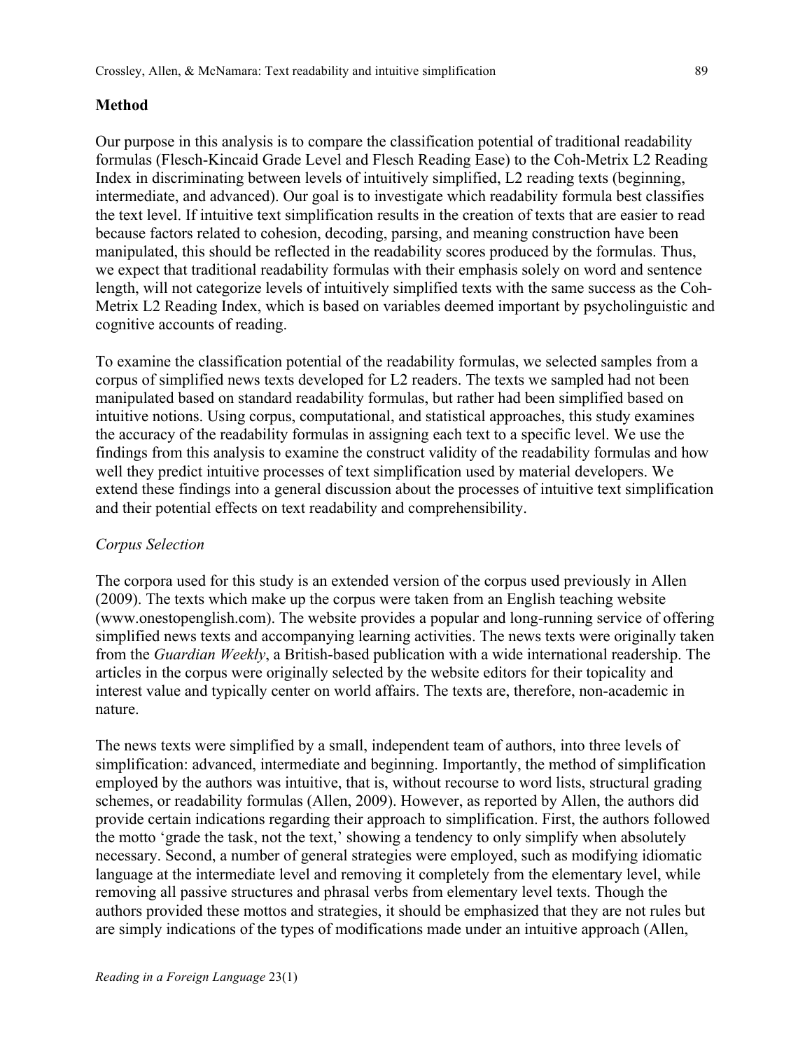## Method

Our purpose in this analysis is to compare the classification potential of traditional readability formulas (Flesch-Kincaid Grade Level and Flesch Reading Ease) to the Coh-Metrix L2 Reading Index in discriminating between levels of intuitively simplified, L2 reading texts (beginning, intermediate, and advanced). Our goal is to investigate which readability formula best classifies the text level. If intuitive text simplification results in the creation of texts that are easier to read because factors related to cohesion, decoding, parsing, and meaning construction have been manipulated, this should be reflected in the readability scores produced by the formulas. Thus, we expect that traditional readability formulas with their emphasis solely on word and sentence length, will not categorize levels of intuitively simplified texts with the same success as the Coh-Metrix L2 Reading Index, which is based on variables deemed important by psycholinguistic and cognitive accounts of reading.

To examine the classification potential of the readability formulas, we selected samples from a corpus of simplified news texts developed for L2 readers. The texts we sampled had not been manipulated based on standard readability formulas, but rather had been simplified based on intuitive notions. Using corpus, computational, and statistical approaches, this study examines the accuracy of the readability formulas in assigning each text to a specific level. We use the findings from this analysis to examine the construct validity of the readability formulas and how well they predict intuitive processes of text simplification used by material developers. We extend these findings into a general discussion about the processes of intuitive text simplification and their potential effects on text readability and comprehensibility.

### *Corpus Selection*

The corpora used for this study is an extended version of the corpus used previously in Allen (2009). The texts which make up the corpus were taken from an English teaching website (www.onestopenglish.com). The website provides a popular and long-running service of offering simplified news texts and accompanying learning activities. The news texts were originally taken from the *Guardian Weekly*, a British-based publication with a wide international readership. The articles in the corpus were originally selected by the website editors for their topicality and interest value and typically center on world affairs. The texts are, therefore, non-academic in nature.

The news texts were simplified by a small, independent team of authors, into three levels of simplification: advanced, intermediate and beginning. Importantly, the method of simplification employed by the authors was intuitive, that is, without recourse to word lists, structural grading schemes, or readability formulas (Allen, 2009). However, as reported by Allen, the authors did provide certain indications regarding their approach to simplification. First, the authors followed the motto 'grade the task, not the text,' showing a tendency to only simplify when absolutely necessary. Second, a number of general strategies were employed, such as modifying idiomatic language at the intermediate level and removing it completely from the elementary level, while removing all passive structures and phrasal verbs from elementary level texts. Though the authors provided these mottos and strategies, it should be emphasized that they are not rules but are simply indications of the types of modifications made under an intuitive approach (Allen,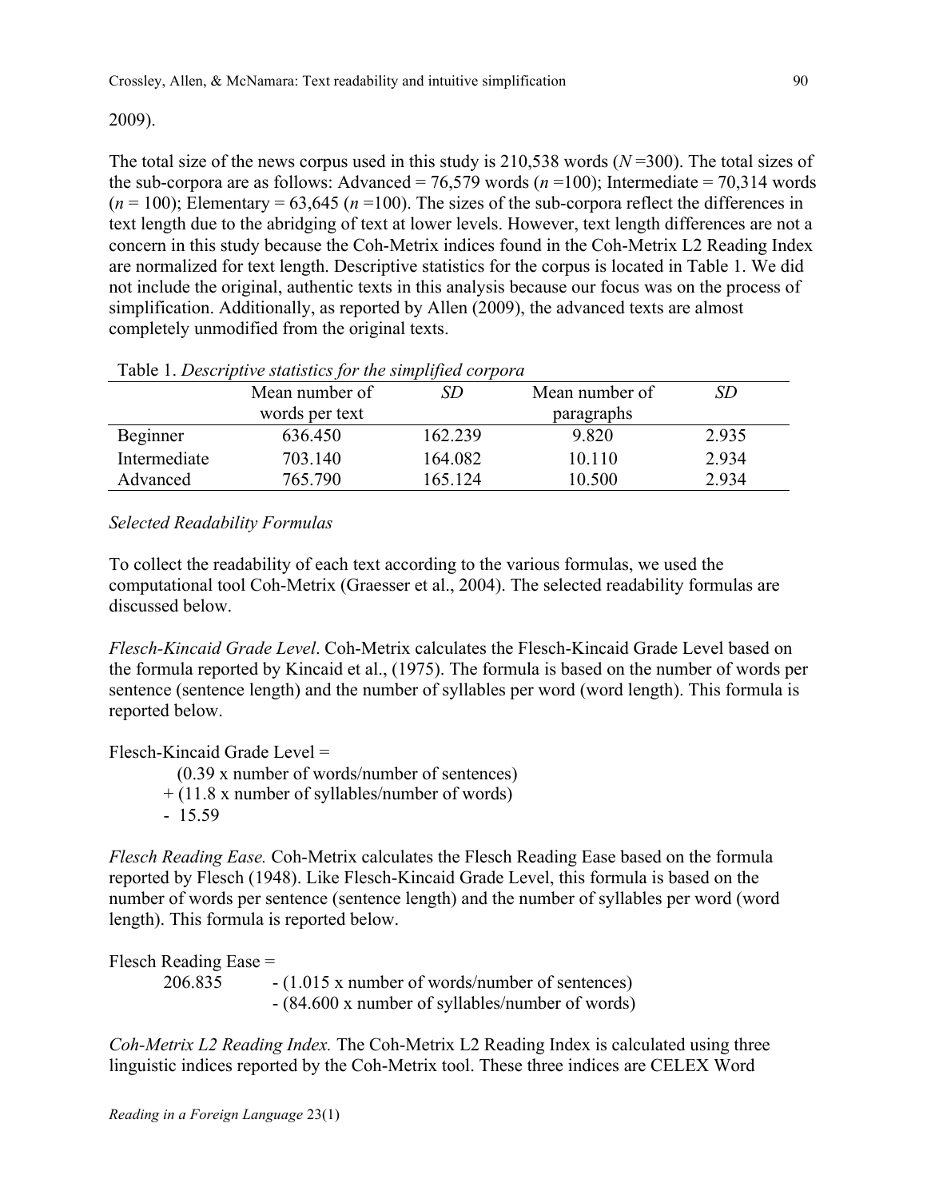2009).

The total size of the news corpus used in this study is 210,538 words ($N$ =300). The total sizes of the sub-corpora are as follows: Advanced = 76,579 words ($n$ =100); Intermediate = 70,314 words ($n$ = 100); Elementary = 63,645 ($n$ =100). The sizes of the sub-corpora reflect the differences in text length due to the abridging of text at lower levels. However, text length differences are not a concern in this study because the Coh-Metrix indices found in the Coh-Metrix L2 Reading Index are normalized for text length. Descriptive statistics for the corpus is located in Table 1. We did not include the original, authentic texts in this analysis because our focus was on the process of simplification. Additionally, as reported by Allen (2009), the advanced texts are almost completely unmodified from the original texts.

Table 1. *Descriptive statistics for the simplified corpora*

| | Mean number of words per text | *SD* | Mean number of paragraphs | *SD* |
|---|---|---|---|---|
| Beginner | 636.450 | 162.239 | 9.820 | 2.935 |
| Intermediate | 703.140 | 164.082 | 10.110 | 2.934 |
| Advanced | 765.790 | 165.124 | 10.500 | 2.934 |

*Selected Readability Formulas*

To collect the readability of each text according to the various formulas, we used the computational tool Coh-Metrix (Graesser et al., 2004). The selected readability formulas are discussed below.

*Flesch-Kincaid Grade Level*. Coh-Metrix calculates the Flesch-Kincaid Grade Level based on the formula reported by Kincaid et al., (1975). The formula is based on the number of words per sentence (sentence length) and the number of syllables per word (word length). This formula is reported below.

Flesch-Kincaid Grade Level =

$$(0.39 \times \text{number of words/number of sentences}) + (11.8 \times \text{number of syllables/number of words}) - 15.59$$

*Flesch Reading Ease.* Coh-Metrix calculates the Flesch Reading Ease based on the formula reported by Flesch (1948). Like Flesch-Kincaid Grade Level, this formula is based on the number of words per sentence (sentence length) and the number of syllables per word (word length). This formula is reported below.

Flesch Reading Ease =

$$206.835 - (1.015 \times \text{number of words/number of sentences}) - (84.600 \times \text{number of syllables/number of words})$$

*Coh-Metrix L2 Reading Index.* The Coh-Metrix L2 Reading Index is calculated using three linguistic indices reported by the Coh-Metrix tool. These three indices are CELEX Word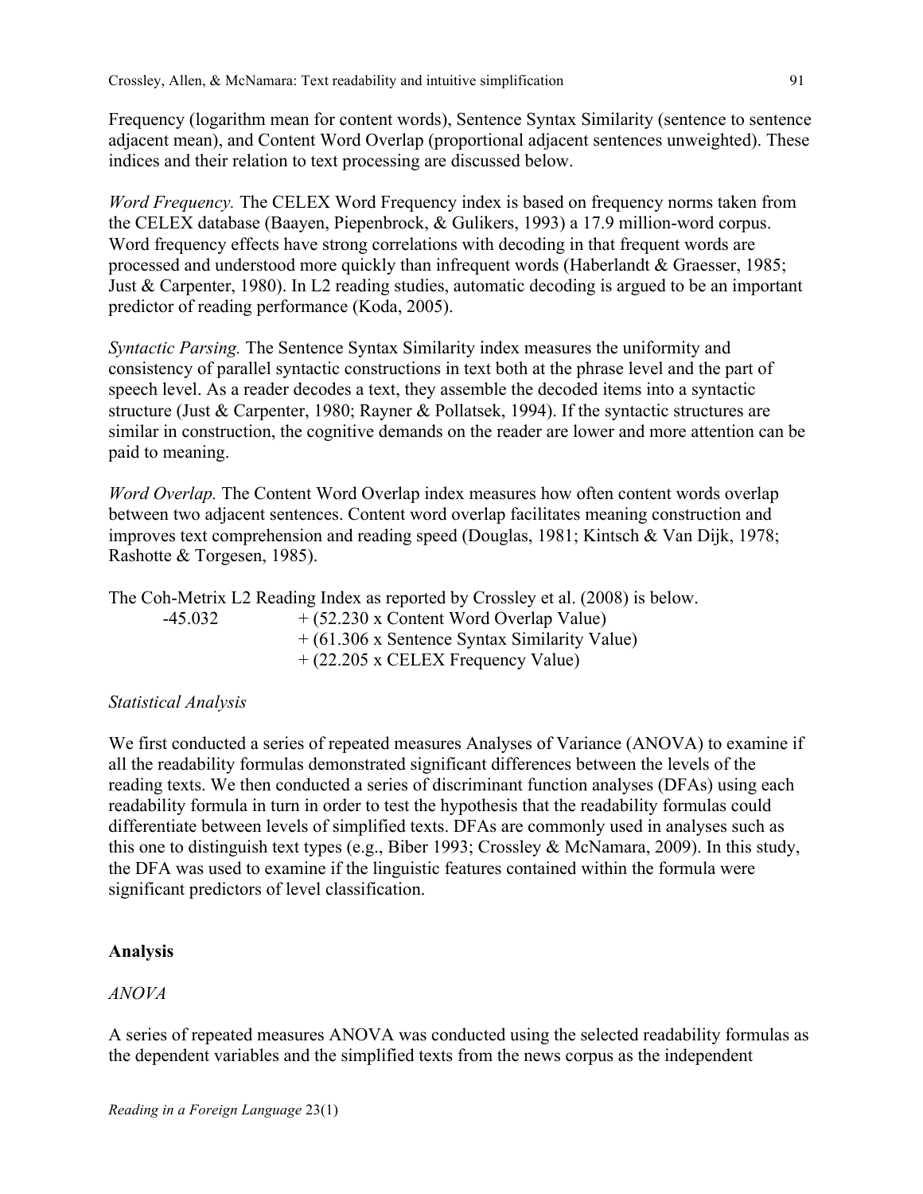Frequency (logarithm mean for content words), Sentence Syntax Similarity (sentence to sentence adjacent mean), and Content Word Overlap (proportional adjacent sentences unweighted). These indices and their relation to text processing are discussed below.

*Word Frequency.* The CELEX Word Frequency index is based on frequency norms taken from the CELEX database (Baayen, Piepenbrock, & Gulikers, 1993) a 17.9 million-word corpus. Word frequency effects have strong correlations with decoding in that frequent words are processed and understood more quickly than infrequent words (Haberlandt & Graesser, 1985; Just & Carpenter, 1980). In L2 reading studies, automatic decoding is argued to be an important predictor of reading performance (Koda, 2005).

*Syntactic Parsing.* The Sentence Syntax Similarity index measures the uniformity and consistency of parallel syntactic constructions in text both at the phrase level and the part of speech level. As a reader decodes a text, they assemble the decoded items into a syntactic structure (Just & Carpenter, 1980; Rayner & Pollatsek, 1994). If the syntactic structures are similar in construction, the cognitive demands on the reader are lower and more attention can be paid to meaning.

*Word Overlap.* The Content Word Overlap index measures how often content words overlap between two adjacent sentences. Content word overlap facilitates meaning construction and improves text comprehension and reading speed (Douglas, 1981; Kintsch & Van Dijk, 1978; Rashotte & Torgesen, 1985).

The Coh-Metrix L2 Reading Index as reported by Crossley et al. (2008) is below.

$$
\begin{aligned}
-45.032 \quad & + (52.230 \times \text{Content Word Overlap Value}) \\
& + (61.306 \times \text{Sentence Syntax Similarity Value}) \\
& + (22.205 \times \text{CELEX Frequency Value})
\end{aligned}
$$

*Statistical Analysis*

We first conducted a series of repeated measures Analyses of Variance (ANOVA) to examine if all the readability formulas demonstrated significant differences between the levels of the reading texts. We then conducted a series of discriminant function analyses (DFAs) using each readability formula in turn in order to test the hypothesis that the readability formulas could differentiate between levels of simplified texts. DFAs are commonly used in analyses such as this one to distinguish text types (e.g., Biber 1993; Crossley & McNamara, 2009). In this study, the DFA was used to examine if the linguistic features contained within the formula were significant predictors of level classification.

## Analysis

*ANOVA*

A series of repeated measures ANOVA was conducted using the selected readability formulas as the dependent variables and the simplified texts from the news corpus as the independent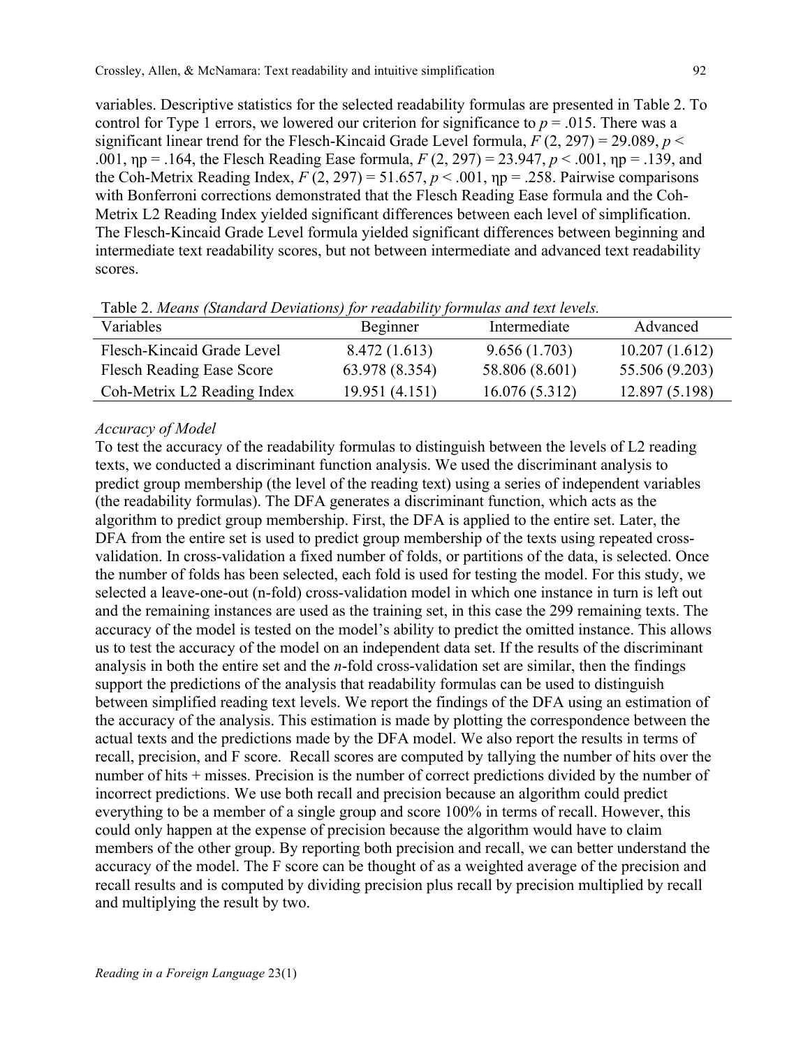variables. Descriptive statistics for the selected readability formulas are presented in Table 2. To control for Type 1 errors, we lowered our criterion for significance to $p = .015$. There was a significant linear trend for the Flesch-Kincaid Grade Level formula, $F(2, 297) = 29.089$, $p < .001$, $\eta p = .164$, the Flesch Reading Ease formula, $F(2, 297) = 23.947$, $p < .001$, $\eta p = .139$, and the Coh-Metrix Reading Index, $F(2, 297) = 51.657$, $p < .001$, $\eta p = .258$. Pairwise comparisons with Bonferroni corrections demonstrated that the Flesch Reading Ease formula and the Coh-Metrix L2 Reading Index yielded significant differences between each level of simplification. The Flesch-Kincaid Grade Level formula yielded significant differences between beginning and intermediate text readability scores, but not between intermediate and advanced text readability scores.

Table 2. *Means (Standard Deviations) for readability formulas and text levels.*

| Variables | Beginner | Intermediate | Advanced |
|---|---|---|---|
| Flesch-Kincaid Grade Level | 8.472 (1.613) | 9.656 (1.703) | 10.207 (1.612) |
| Flesch Reading Ease Score | 63.978 (8.354) | 58.806 (8.601) | 55.506 (9.203) |
| Coh-Metrix L2 Reading Index | 19.951 (4.151) | 16.076 (5.312) | 12.897 (5.198) |

*Accuracy of Model*

To test the accuracy of the readability formulas to distinguish between the levels of L2 reading texts, we conducted a discriminant function analysis. We used the discriminant analysis to predict group membership (the level of the reading text) using a series of independent variables (the readability formulas). The DFA generates a discriminant function, which acts as the algorithm to predict group membership. First, the DFA is applied to the entire set. Later, the DFA from the entire set is used to predict group membership of the texts using repeated cross-validation. In cross-validation a fixed number of folds, or partitions of the data, is selected. Once the number of folds has been selected, each fold is used for testing the model. For this study, we selected a leave-one-out (n-fold) cross-validation model in which one instance in turn is left out and the remaining instances are used as the training set, in this case the 299 remaining texts. The accuracy of the model is tested on the model's ability to predict the omitted instance. This allows us to test the accuracy of the model on an independent data set. If the results of the discriminant analysis in both the entire set and the *n*-fold cross-validation set are similar, then the findings support the predictions of the analysis that readability formulas can be used to distinguish between simplified reading text levels. We report the findings of the DFA using an estimation of the accuracy of the analysis. This estimation is made by plotting the correspondence between the actual texts and the predictions made by the DFA model. We also report the results in terms of recall, precision, and F score. Recall scores are computed by tallying the number of hits over the number of hits + misses. Precision is the number of correct predictions divided by the number of incorrect predictions. We use both recall and precision because an algorithm could predict everything to be a member of a single group and score 100% in terms of recall. However, this could only happen at the expense of precision because the algorithm would have to claim members of the other group. By reporting both precision and recall, we can better understand the accuracy of the model. The F score can be thought of as a weighted average of the precision and recall results and is computed by dividing precision plus recall by precision multiplied by recall and multiplying the result by two.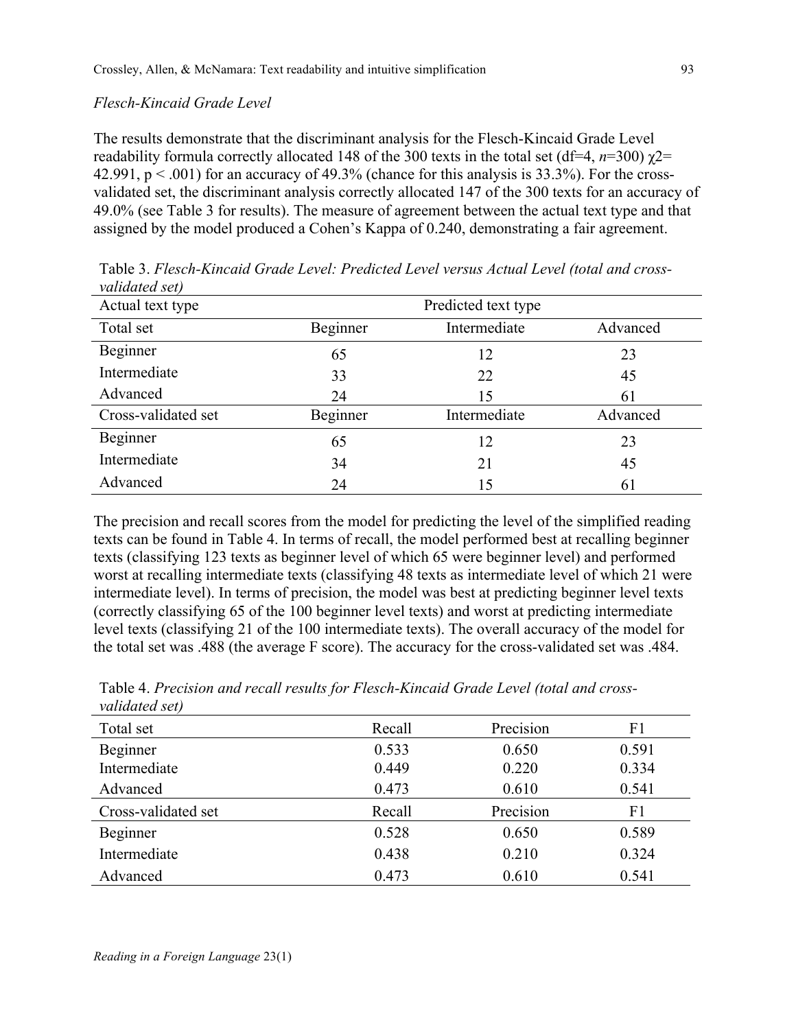### *Flesch-Kincaid Grade Level*

The results demonstrate that the discriminant analysis for the Flesch-Kincaid Grade Level readability formula correctly allocated 148 of the 300 texts in the total set (df=4, *n*=300) $\chi 2$= 42.991, $p < .001$) for an accuracy of 49.3% (chance for this analysis is 33.3%). For the cross-validated set, the discriminant analysis correctly allocated 147 of the 300 texts for an accuracy of 49.0% (see Table 3 for results). The measure of agreement between the actual text type and that assigned by the model produced a Cohen's Kappa of 0.240, demonstrating a fair agreement.

Table 3. *Flesch-Kincaid Grade Level: Predicted Level versus Actual Level (total and cross-validated set)*

| Actual text type | Predicted text type | | |
|---|---|---|---|
| Total set | Beginner | Intermediate | Advanced |
| Beginner | 65 | 12 | 23 |
| Intermediate | 33 | 22 | 45 |
| Advanced | 24 | 15 | 61 |
| Cross-validated set | Beginner | Intermediate | Advanced |
| Beginner | 65 | 12 | 23 |
| Intermediate | 34 | 21 | 45 |
| Advanced | 24 | 15 | 61 |

The precision and recall scores from the model for predicting the level of the simplified reading texts can be found in Table 4. In terms of recall, the model performed best at recalling beginner texts (classifying 123 texts as beginner level of which 65 were beginner level) and performed worst at recalling intermediate texts (classifying 48 texts as intermediate level of which 21 were intermediate level). In terms of precision, the model was best at predicting beginner level texts (correctly classifying 65 of the 100 beginner level texts) and worst at predicting intermediate level texts (classifying 21 of the 100 intermediate texts). The overall accuracy of the model for the total set was .488 (the average F score). The accuracy for the cross-validated set was .484.

Table 4. *Precision and recall results for Flesch-Kincaid Grade Level (total and cross-validated set)*

| Total set | Recall | Precision | F1 |
|---|---|---|---|
| Beginner | 0.533 | 0.650 | 0.591 |
| Intermediate | 0.449 | 0.220 | 0.334 |
| Advanced | 0.473 | 0.610 | 0.541 |
| Cross-validated set | Recall | Precision | F1 |
| Beginner | 0.528 | 0.650 | 0.589 |
| Intermediate | 0.438 | 0.210 | 0.324 |
| Advanced | 0.473 | 0.610 | 0.541 |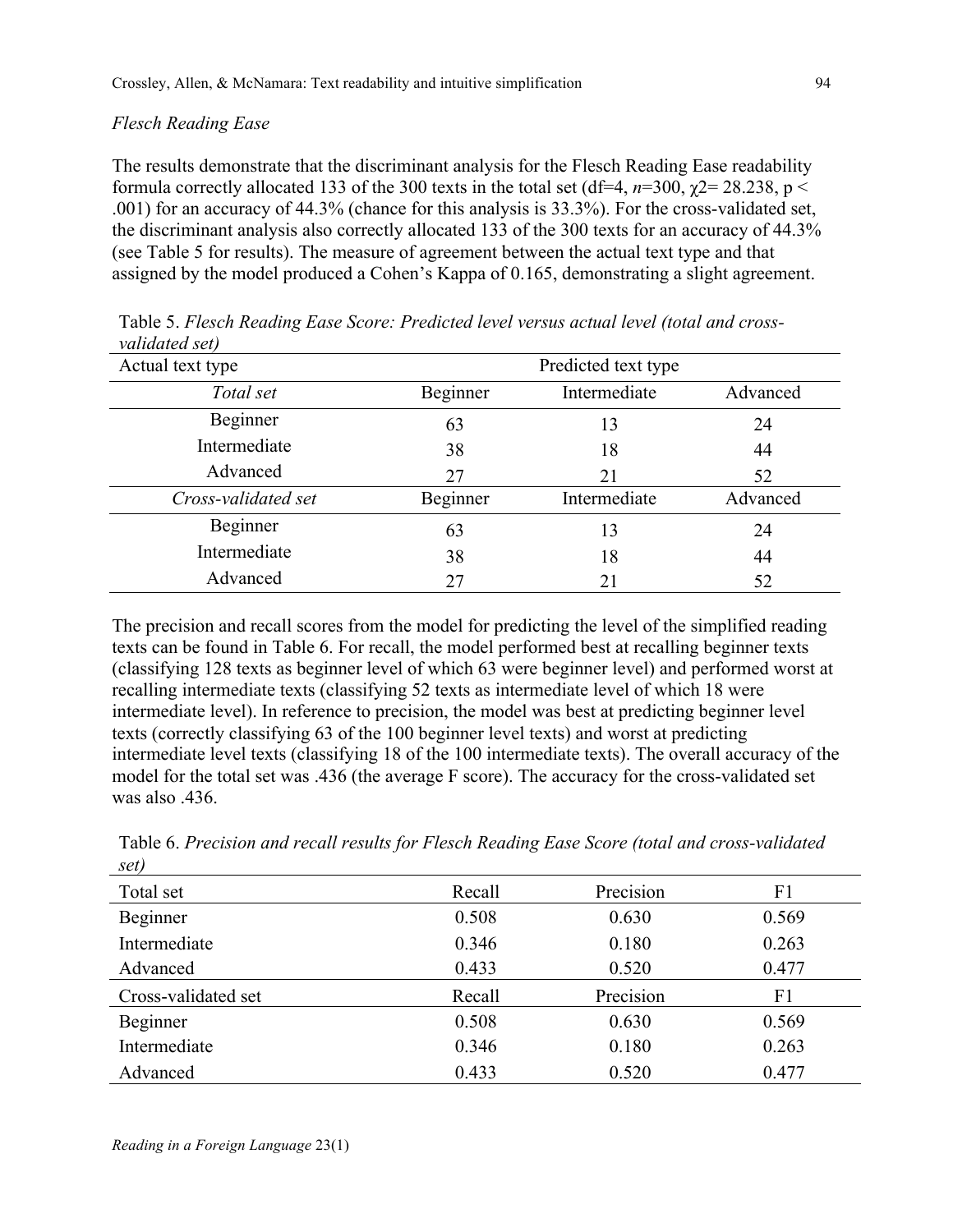*Flesch Reading Ease*

The results demonstrate that the discriminant analysis for the Flesch Reading Ease readability formula correctly allocated 133 of the 300 texts in the total set (df=4, *n*=300, $\chi 2$= 28.238, p < .001) for an accuracy of 44.3% (chance for this analysis is 33.3%). For the cross-validated set, the discriminant analysis also correctly allocated 133 of the 300 texts for an accuracy of 44.3% (see Table 5 for results). The measure of agreement between the actual text type and that assigned by the model produced a Cohen's Kappa of 0.165, demonstrating a slight agreement.

Table 5. *Flesch Reading Ease Score: Predicted level versus actual level (total and cross-validated set)*

| Actual text type | Predicted text type | | |
|---|---|---|---|
| *Total set* | Beginner | Intermediate | Advanced |
| Beginner | 63 | 13 | 24 |
| Intermediate | 38 | 18 | 44 |
| Advanced | 27 | 21 | 52 |
| *Cross-validated set* | Beginner | Intermediate | Advanced |
| Beginner | 63 | 13 | 24 |
| Intermediate | 38 | 18 | 44 |
| Advanced | 27 | 21 | 52 |

The precision and recall scores from the model for predicting the level of the simplified reading texts can be found in Table 6. For recall, the model performed best at recalling beginner texts (classifying 128 texts as beginner level of which 63 were beginner level) and performed worst at recalling intermediate texts (classifying 52 texts as intermediate level of which 18 were intermediate level). In reference to precision, the model was best at predicting beginner level texts (correctly classifying 63 of the 100 beginner level texts) and worst at predicting intermediate level texts (classifying 18 of the 100 intermediate texts). The overall accuracy of the model for the total set was .436 (the average F score). The accuracy for the cross-validated set was also .436.

Table 6. *Precision and recall results for Flesch Reading Ease Score (total and cross-validated set)*

| Total set | Recall | Precision | F1 |
|---|---|---|---|
| Beginner | 0.508 | 0.630 | 0.569 |
| Intermediate | 0.346 | 0.180 | 0.263 |
| Advanced | 0.433 | 0.520 | 0.477 |
| Cross-validated set | Recall | Precision | F1 |
| Beginner | 0.508 | 0.630 | 0.569 |
| Intermediate | 0.346 | 0.180 | 0.263 |
| Advanced | 0.433 | 0.520 | 0.477 |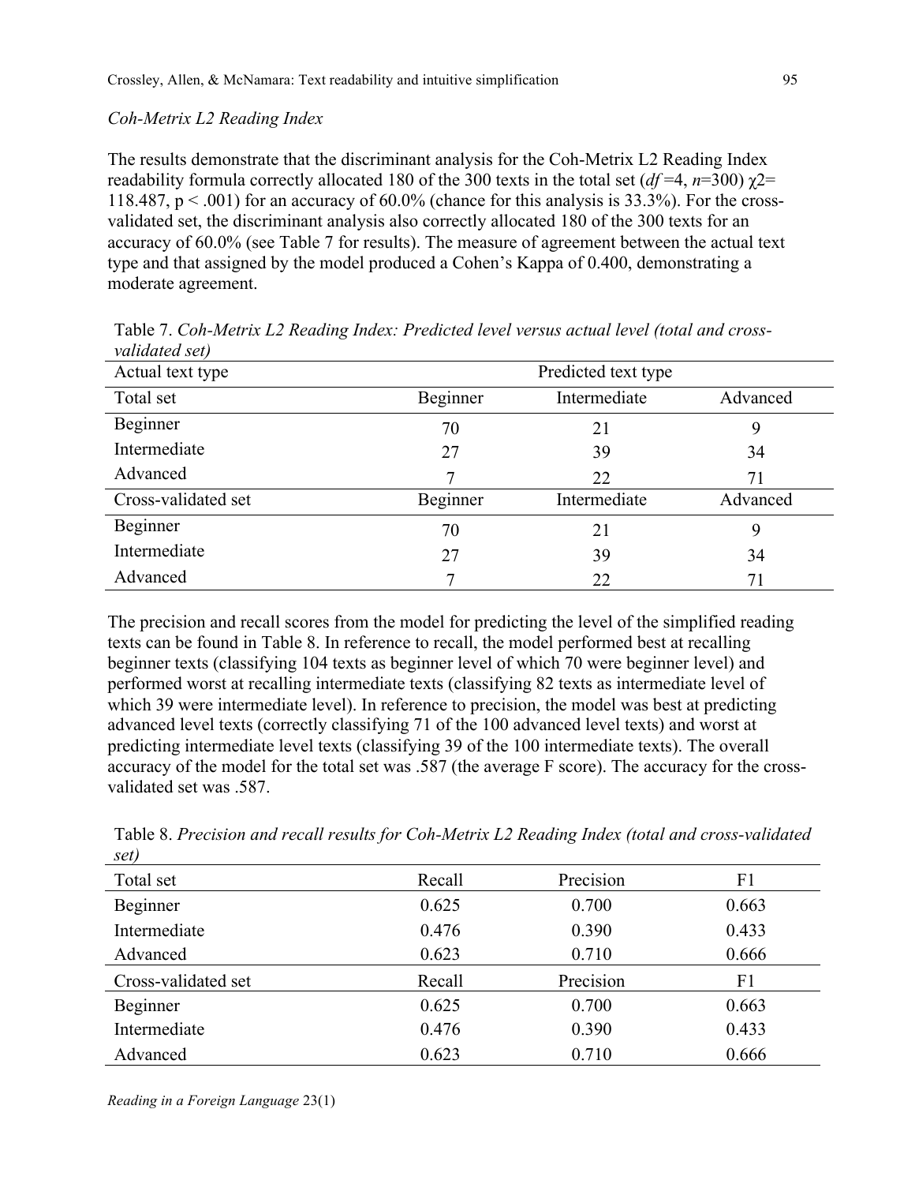*Coh-Metrix L2 Reading Index*

The results demonstrate that the discriminant analysis for the Coh-Metrix L2 Reading Index readability formula correctly allocated 180 of the 300 texts in the total set ($df$ =4, $n$=300) $\chi2$= 118.487, $p < .001$) for an accuracy of 60.0% (chance for this analysis is 33.3%). For the cross-validated set, the discriminant analysis also correctly allocated 180 of the 300 texts for an accuracy of 60.0% (see Table 7 for results). The measure of agreement between the actual text type and that assigned by the model produced a Cohen's Kappa of 0.400, demonstrating a moderate agreement.

Table 7. *Coh-Metrix L2 Reading Index: Predicted level versus actual level (total and cross-validated set)*

| Actual text type | Predicted text type | | |
|---|---|---|---|
| Total set | Beginner | Intermediate | Advanced |
| Beginner | 70 | 21 | 9 |
| Intermediate | 27 | 39 | 34 |
| Advanced | 7 | 22 | 71 |
| Cross-validated set | Beginner | Intermediate | Advanced |
| Beginner | 70 | 21 | 9 |
| Intermediate | 27 | 39 | 34 |
| Advanced | 7 | 22 | 71 |

The precision and recall scores from the model for predicting the level of the simplified reading texts can be found in Table 8. In reference to recall, the model performed best at recalling beginner texts (classifying 104 texts as beginner level of which 70 were beginner level) and performed worst at recalling intermediate texts (classifying 82 texts as intermediate level of which 39 were intermediate level). In reference to precision, the model was best at predicting advanced level texts (correctly classifying 71 of the 100 advanced level texts) and worst at predicting intermediate level texts (classifying 39 of the 100 intermediate texts). The overall accuracy of the model for the total set was .587 (the average F score). The accuracy for the cross-validated set was .587.

Table 8. *Precision and recall results for Coh-Metrix L2 Reading Index (total and cross-validated set)*

| Total set | Recall | Precision | F1 |
|---|---|---|---|
| Beginner | 0.625 | 0.700 | 0.663 |
| Intermediate | 0.476 | 0.390 | 0.433 |
| Advanced | 0.623 | 0.710 | 0.666 |
| Cross-validated set | Recall | Precision | F1 |
| Beginner | 0.625 | 0.700 | 0.663 |
| Intermediate | 0.476 | 0.390 | 0.433 |
| Advanced | 0.623 | 0.710 | 0.666 |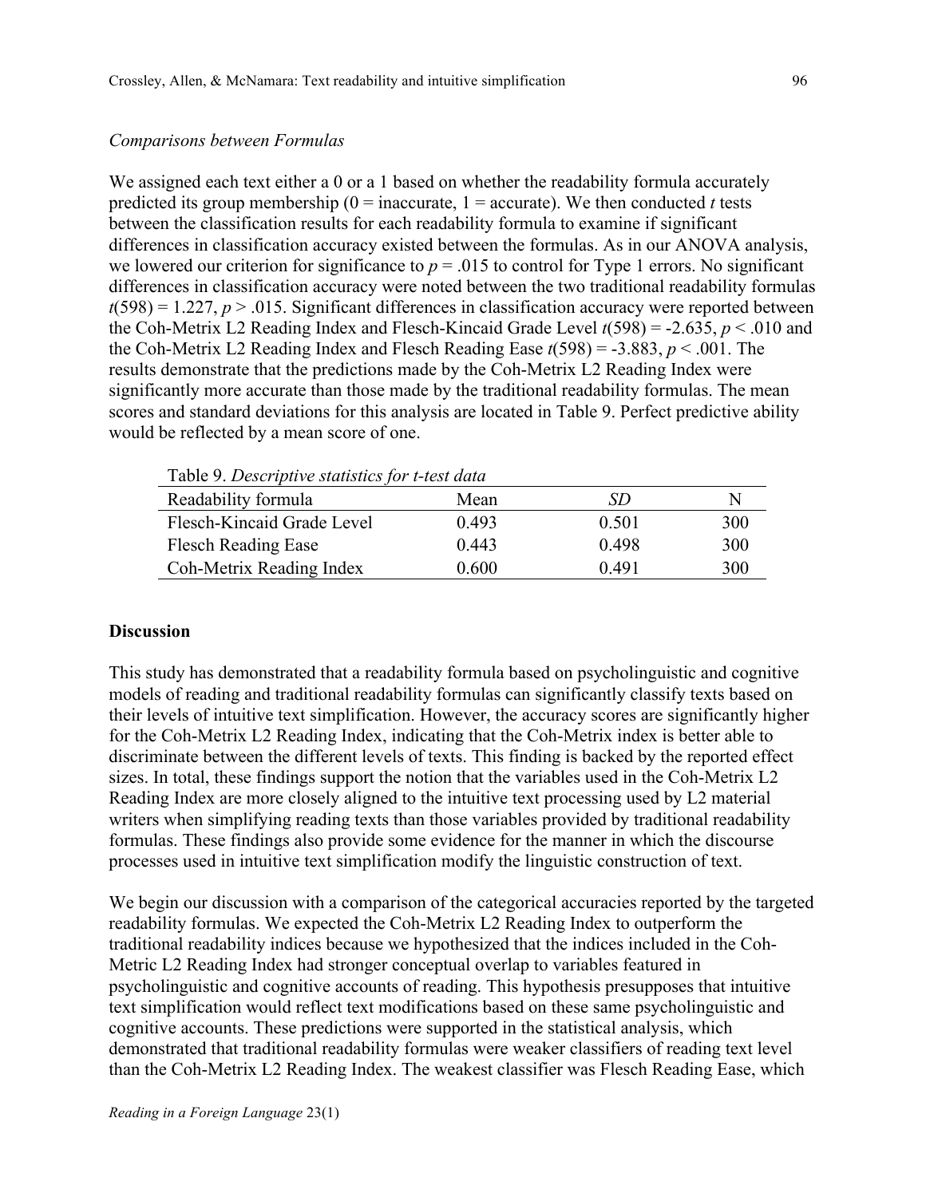*Comparisons between Formulas*

We assigned each text either a 0 or a 1 based on whether the readability formula accurately predicted its group membership (0 = inaccurate, 1 = accurate). We then conducted *t* tests between the classification results for each readability formula to examine if significant differences in classification accuracy existed between the formulas. As in our ANOVA analysis, we lowered our criterion for significance to $p = .015$ to control for Type 1 errors. No significant differences in classification accuracy were noted between the two traditional readability formulas $t(598) = 1.227$, $p > .015$. Significant differences in classification accuracy were reported between the Coh-Metrix L2 Reading Index and Flesch-Kincaid Grade Level $t(598) = -2.635$, $p < .010$ and the Coh-Metrix L2 Reading Index and Flesch Reading Ease $t(598) = -3.883$, $p < .001$. The results demonstrate that the predictions made by the Coh-Metrix L2 Reading Index were significantly more accurate than those made by the traditional readability formulas. The mean scores and standard deviations for this analysis are located in Table 9. Perfect predictive ability would be reflected by a mean score of one.

Table 9. *Descriptive statistics for t-test data*

| Readability formula | Mean | *SD* | N |
|---|---|---|---|
| Flesch-Kincaid Grade Level | 0.493 | 0.501 | 300 |
| Flesch Reading Ease | 0.443 | 0.498 | 300 |
| Coh-Metrix Reading Index | 0.600 | 0.491 | 300 |

## Discussion

This study has demonstrated that a readability formula based on psycholinguistic and cognitive models of reading and traditional readability formulas can significantly classify texts based on their levels of intuitive text simplification. However, the accuracy scores are significantly higher for the Coh-Metrix L2 Reading Index, indicating that the Coh-Metrix index is better able to discriminate between the different levels of texts. This finding is backed by the reported effect sizes. In total, these findings support the notion that the variables used in the Coh-Metrix L2 Reading Index are more closely aligned to the intuitive text processing used by L2 material writers when simplifying reading texts than those variables provided by traditional readability formulas. These findings also provide some evidence for the manner in which the discourse processes used in intuitive text simplification modify the linguistic construction of text.

We begin our discussion with a comparison of the categorical accuracies reported by the targeted readability formulas. We expected the Coh-Metrix L2 Reading Index to outperform the traditional readability indices because we hypothesized that the indices included in the Coh-Metric L2 Reading Index had stronger conceptual overlap to variables featured in psycholinguistic and cognitive accounts of reading. This hypothesis presupposes that intuitive text simplification would reflect text modifications based on these same psycholinguistic and cognitive accounts. These predictions were supported in the statistical analysis, which demonstrated that traditional readability formulas were weaker classifiers of reading text level than the Coh-Metrix L2 Reading Index. The weakest classifier was Flesch Reading Ease, which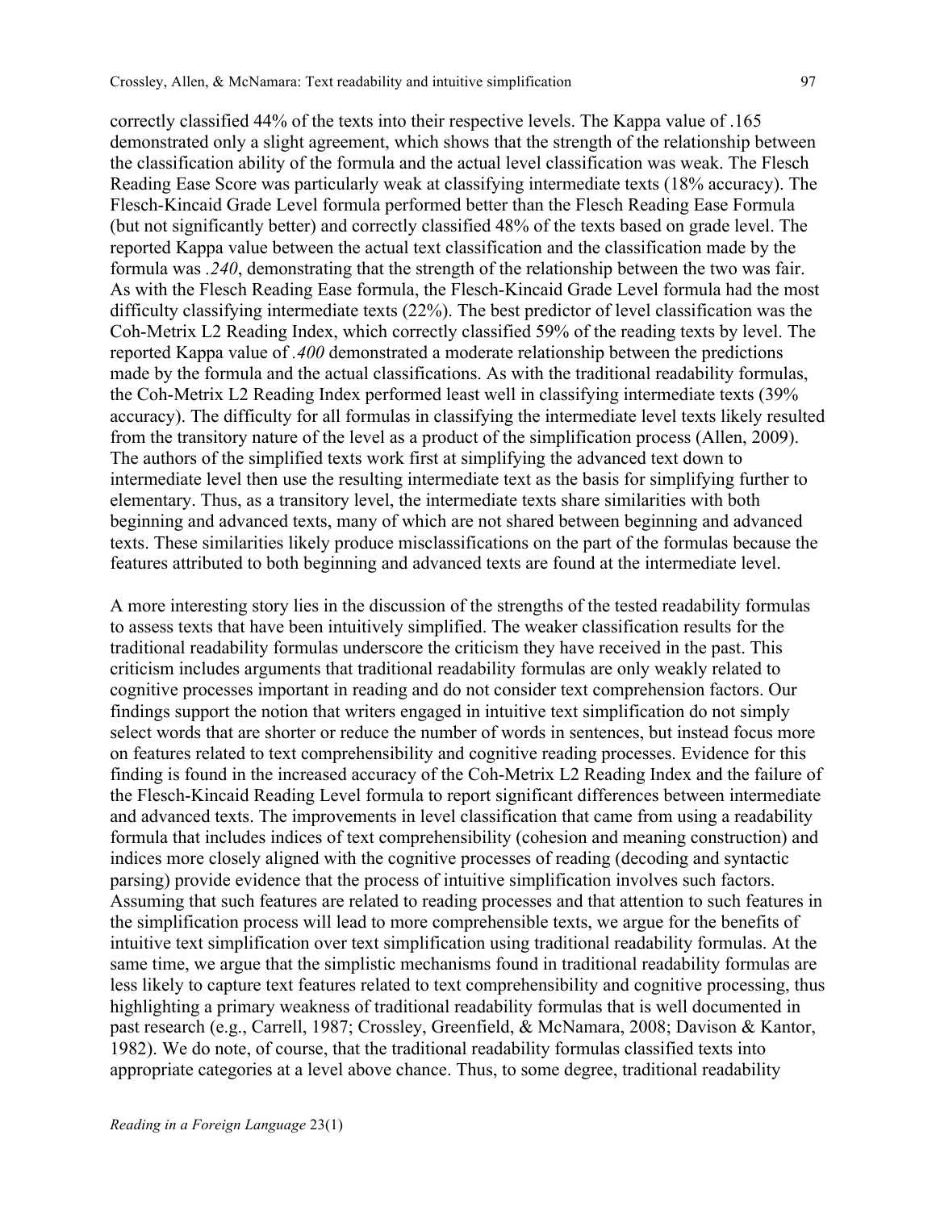correctly classified 44% of the texts into their respective levels. The Kappa value of .165 demonstrated only a slight agreement, which shows that the strength of the relationship between the classification ability of the formula and the actual level classification was weak. The Flesch Reading Ease Score was particularly weak at classifying intermediate texts (18% accuracy). The Flesch-Kincaid Grade Level formula performed better than the Flesch Reading Ease Formula (but not significantly better) and correctly classified 48% of the texts based on grade level. The reported Kappa value between the actual text classification and the classification made by the formula was *.240*, demonstrating that the strength of the relationship between the two was fair. As with the Flesch Reading Ease formula, the Flesch-Kincaid Grade Level formula had the most difficulty classifying intermediate texts (22%). The best predictor of level classification was the Coh-Metrix L2 Reading Index, which correctly classified 59% of the reading texts by level. The reported Kappa value of *.400* demonstrated a moderate relationship between the predictions made by the formula and the actual classifications. As with the traditional readability formulas, the Coh-Metrix L2 Reading Index performed least well in classifying intermediate texts (39% accuracy). The difficulty for all formulas in classifying the intermediate level texts likely resulted from the transitory nature of the level as a product of the simplification process (Allen, 2009). The authors of the simplified texts work first at simplifying the advanced text down to intermediate level then use the resulting intermediate text as the basis for simplifying further to elementary. Thus, as a transitory level, the intermediate texts share similarities with both beginning and advanced texts, many of which are not shared between beginning and advanced texts. These similarities likely produce misclassifications on the part of the formulas because the features attributed to both beginning and advanced texts are found at the intermediate level.

A more interesting story lies in the discussion of the strengths of the tested readability formulas to assess texts that have been intuitively simplified. The weaker classification results for the traditional readability formulas underscore the criticism they have received in the past. This criticism includes arguments that traditional readability formulas are only weakly related to cognitive processes important in reading and do not consider text comprehension factors. Our findings support the notion that writers engaged in intuitive text simplification do not simply select words that are shorter or reduce the number of words in sentences, but instead focus more on features related to text comprehensibility and cognitive reading processes. Evidence for this finding is found in the increased accuracy of the Coh-Metrix L2 Reading Index and the failure of the Flesch-Kincaid Reading Level formula to report significant differences between intermediate and advanced texts. The improvements in level classification that came from using a readability formula that includes indices of text comprehensibility (cohesion and meaning construction) and indices more closely aligned with the cognitive processes of reading (decoding and syntactic parsing) provide evidence that the process of intuitive simplification involves such factors. Assuming that such features are related to reading processes and that attention to such features in the simplification process will lead to more comprehensible texts, we argue for the benefits of intuitive text simplification over text simplification using traditional readability formulas. At the same time, we argue that the simplistic mechanisms found in traditional readability formulas are less likely to capture text features related to text comprehensibility and cognitive processing, thus highlighting a primary weakness of traditional readability formulas that is well documented in past research (e.g., Carrell, 1987; Crossley, Greenfield, & McNamara, 2008; Davison & Kantor, 1982). We do note, of course, that the traditional readability formulas classified texts into appropriate categories at a level above chance. Thus, to some degree, traditional readability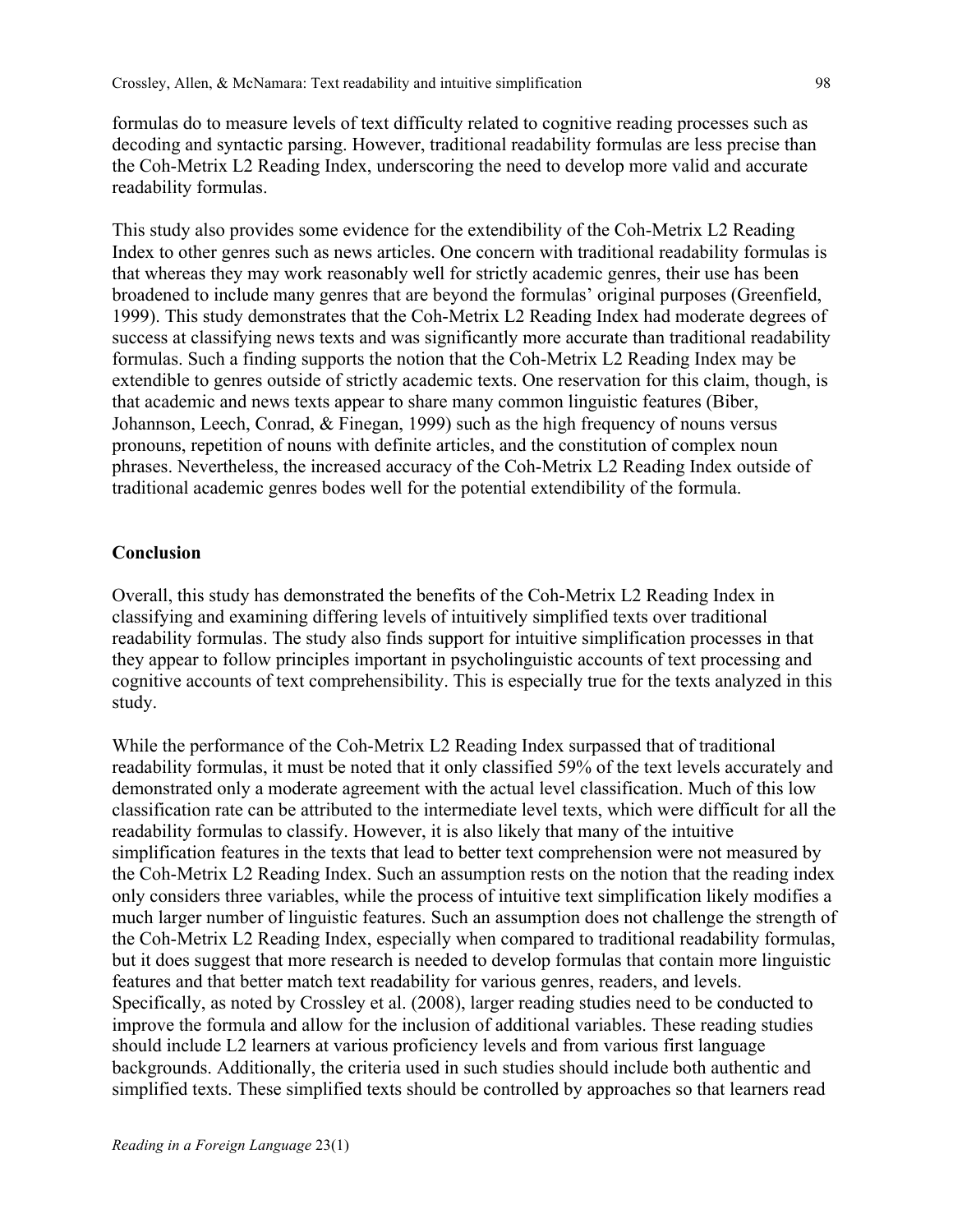formulas do to measure levels of text difficulty related to cognitive reading processes such as decoding and syntactic parsing. However, traditional readability formulas are less precise than the Coh-Metrix L2 Reading Index, underscoring the need to develop more valid and accurate readability formulas.

This study also provides some evidence for the extendibility of the Coh-Metrix L2 Reading Index to other genres such as news articles. One concern with traditional readability formulas is that whereas they may work reasonably well for strictly academic genres, their use has been broadened to include many genres that are beyond the formulas' original purposes (Greenfield, 1999). This study demonstrates that the Coh-Metrix L2 Reading Index had moderate degrees of success at classifying news texts and was significantly more accurate than traditional readability formulas. Such a finding supports the notion that the Coh-Metrix L2 Reading Index may be extendible to genres outside of strictly academic texts. One reservation for this claim, though, is that academic and news texts appear to share many common linguistic features (Biber, Johannson, Leech, Conrad, & Finegan, 1999) such as the high frequency of nouns versus pronouns, repetition of nouns with definite articles, and the constitution of complex noun phrases. Nevertheless, the increased accuracy of the Coh-Metrix L2 Reading Index outside of traditional academic genres bodes well for the potential extendibility of the formula.

## Conclusion

Overall, this study has demonstrated the benefits of the Coh-Metrix L2 Reading Index in classifying and examining differing levels of intuitively simplified texts over traditional readability formulas. The study also finds support for intuitive simplification processes in that they appear to follow principles important in psycholinguistic accounts of text processing and cognitive accounts of text comprehensibility. This is especially true for the texts analyzed in this study.

While the performance of the Coh-Metrix L2 Reading Index surpassed that of traditional readability formulas, it must be noted that it only classified 59% of the text levels accurately and demonstrated only a moderate agreement with the actual level classification. Much of this low classification rate can be attributed to the intermediate level texts, which were difficult for all the readability formulas to classify. However, it is also likely that many of the intuitive simplification features in the texts that lead to better text comprehension were not measured by the Coh-Metrix L2 Reading Index. Such an assumption rests on the notion that the reading index only considers three variables, while the process of intuitive text simplification likely modifies a much larger number of linguistic features. Such an assumption does not challenge the strength of the Coh-Metrix L2 Reading Index, especially when compared to traditional readability formulas, but it does suggest that more research is needed to develop formulas that contain more linguistic features and that better match text readability for various genres, readers, and levels. Specifically, as noted by Crossley et al. (2008), larger reading studies need to be conducted to improve the formula and allow for the inclusion of additional variables. These reading studies should include L2 learners at various proficiency levels and from various first language backgrounds. Additionally, the criteria used in such studies should include both authentic and simplified texts. These simplified texts should be controlled by approaches so that learners read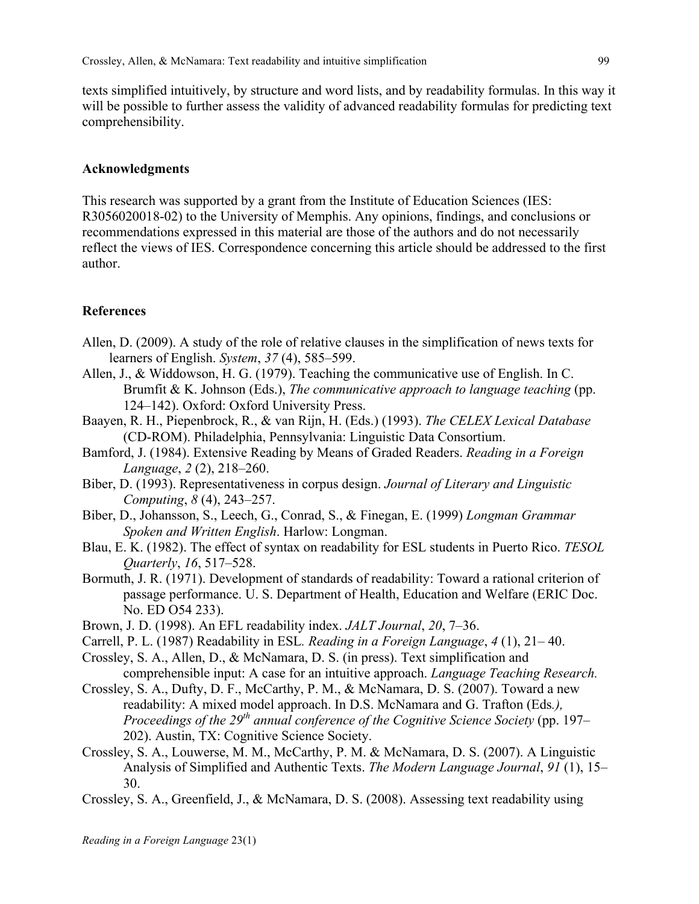texts simplified intuitively, by structure and word lists, and by readability formulas. In this way it will be possible to further assess the validity of advanced readability formulas for predicting text comprehensibility.

## Acknowledgments

This research was supported by a grant from the Institute of Education Sciences (IES: R3056020018-02) to the University of Memphis. Any opinions, findings, and conclusions or recommendations expressed in this material are those of the authors and do not necessarily reflect the views of IES. Correspondence concerning this article should be addressed to the first author.

## References

Allen, D. (2009). A study of the role of relative clauses in the simplification of news texts for learners of English. *System*, *37* (4), 585–599.

Allen, J., & Widdowson, H. G. (1979). Teaching the communicative use of English. In C. Brumfit & K. Johnson (Eds.), *The communicative approach to language teaching* (pp. 124–142). Oxford: Oxford University Press.

Baayen, R. H., Piepenbrock, R., & van Rijn, H. (Eds.) (1993). *The CELEX Lexical Database* (CD-ROM). Philadelphia, Pennsylvania: Linguistic Data Consortium.

Bamford, J. (1984). Extensive Reading by Means of Graded Readers. *Reading in a Foreign Language*, *2* (2), 218–260.

Biber, D. (1993). Representativeness in corpus design. *Journal of Literary and Linguistic Computing*, *8* (4), 243–257.

Biber, D., Johansson, S., Leech, G., Conrad, S., & Finegan, E. (1999) *Longman Grammar Spoken and Written English*. Harlow: Longman.

Blau, E. K. (1982). The effect of syntax on readability for ESL students in Puerto Rico. *TESOL Quarterly*, *16*, 517–528.

Bormuth, J. R. (1971). Development of standards of readability: Toward a rational criterion of passage performance. U. S. Department of Health, Education and Welfare (ERIC Doc. No. ED O54 233).

Brown, J. D. (1998). An EFL readability index. *JALT Journal*, *20*, 7–36.

Carrell, P. L. (1987) Readability in ESL. *Reading in a Foreign Language*, *4* (1), 21– 40.

Crossley, S. A., Allen, D., & McNamara, D. S. (in press). Text simplification and comprehensible input: A case for an intuitive approach. *Language Teaching Research.*

Crossley, S. A., Dufty, D. F., McCarthy, P. M., & McNamara, D. S. (2007). Toward a new readability: A mixed model approach. In D.S. McNamara and G. Trafton (Eds*.), Proceedings of the 29th annual conference of the Cognitive Science Society* (pp. 197–202). Austin, TX: Cognitive Science Society.

Crossley, S. A., Louwerse, M. M., McCarthy, P. M. & McNamara, D. S. (2007). A Linguistic Analysis of Simplified and Authentic Texts. *The Modern Language Journal*, *91* (1), 15–30.

Crossley, S. A., Greenfield, J., & McNamara, D. S. (2008). Assessing text readability using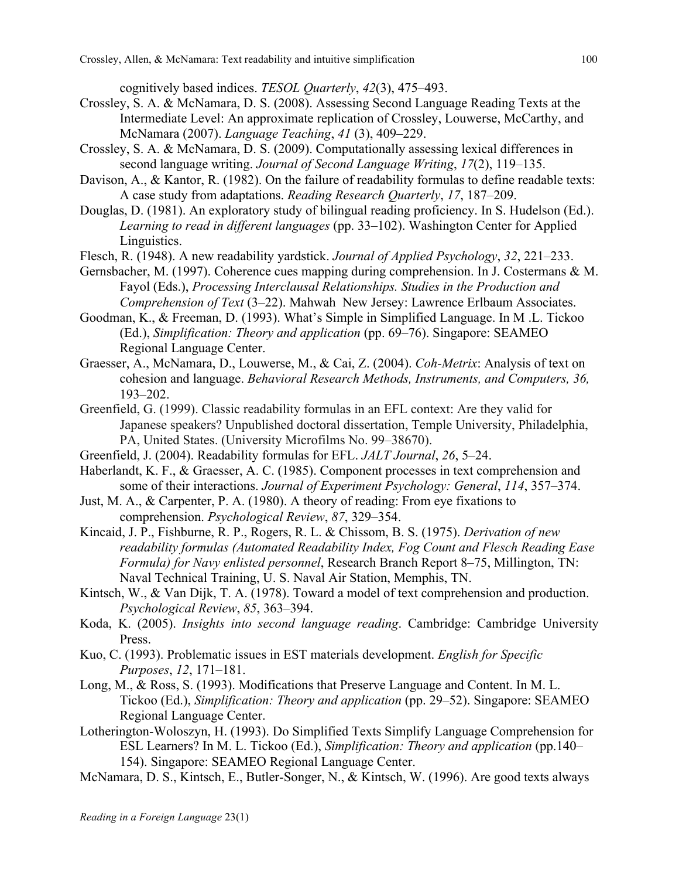cognitively based indices. *TESOL Quarterly*, *42*(3), 475–493.

Crossley, S. A. & McNamara, D. S. (2008). Assessing Second Language Reading Texts at the Intermediate Level: An approximate replication of Crossley, Louwerse, McCarthy, and McNamara (2007). *Language Teaching*, *41* (3), 409–229.

Crossley, S. A. & McNamara, D. S. (2009). Computationally assessing lexical differences in second language writing. *Journal of Second Language Writing*, *17*(2), 119–135.

Davison, A., & Kantor, R. (1982). On the failure of readability formulas to define readable texts: A case study from adaptations. *Reading Research Quarterly*, *17*, 187–209.

Douglas, D. (1981). An exploratory study of bilingual reading proficiency. In S. Hudelson (Ed.). *Learning to read in different languages* (pp. 33–102). Washington Center for Applied Linguistics.

Flesch, R. (1948). A new readability yardstick. *Journal of Applied Psychology*, *32*, 221–233.

Gernsbacher, M. (1997). Coherence cues mapping during comprehension. In J. Costermans & M. Fayol (Eds.), *Processing Interclausal Relationships. Studies in the Production and Comprehension of Text* (3–22). Mahwah New Jersey: Lawrence Erlbaum Associates.

Goodman, K., & Freeman, D. (1993). What's Simple in Simplified Language. In M .L. Tickoo (Ed.), *Simplification: Theory and application* (pp. 69–76). Singapore: SEAMEO Regional Language Center.

Graesser, A., McNamara, D., Louwerse, M., & Cai, Z. (2004). *Coh-Metrix*: Analysis of text on cohesion and language. *Behavioral Research Methods, Instruments, and Computers, 36,* 193–202.

Greenfield, G. (1999). Classic readability formulas in an EFL context: Are they valid for Japanese speakers? Unpublished doctoral dissertation, Temple University, Philadelphia, PA, United States. (University Microfilms No. 99–38670).

Greenfield, J. (2004). Readability formulas for EFL. *JALT Journal*, *26*, 5–24.

Haberlandt, K. F., & Graesser, A. C. (1985). Component processes in text comprehension and some of their interactions. *Journal of Experiment Psychology: General*, *114*, 357–374.

Just, M. A., & Carpenter, P. A. (1980). A theory of reading: From eye fixations to comprehension. *Psychological Review*, *87*, 329–354.

Kincaid, J. P., Fishburne, R. P., Rogers, R. L. & Chissom, B. S. (1975). *Derivation of new readability formulas (Automated Readability Index, Fog Count and Flesch Reading Ease Formula) for Navy enlisted personnel*, Research Branch Report 8–75, Millington, TN: Naval Technical Training, U. S. Naval Air Station, Memphis, TN.

Kintsch, W., & Van Dijk, T. A. (1978). Toward a model of text comprehension and production. *Psychological Review*, *85*, 363–394.

Koda, K. (2005). *Insights into second language reading*. Cambridge: Cambridge University Press.

Kuo, C. (1993). Problematic issues in EST materials development. *English for Specific Purposes*, *12*, 171–181.

Long, M., & Ross, S. (1993). Modifications that Preserve Language and Content. In M. L. Tickoo (Ed.), *Simplification: Theory and application* (pp. 29–52). Singapore: SEAMEO Regional Language Center.

Lotherington-Woloszyn, H. (1993). Do Simplified Texts Simplify Language Comprehension for ESL Learners? In M. L. Tickoo (Ed.), *Simplification: Theory and application* (pp.140–154). Singapore: SEAMEO Regional Language Center.

McNamara, D. S., Kintsch, E., Butler-Songer, N., & Kintsch, W. (1996). Are good texts always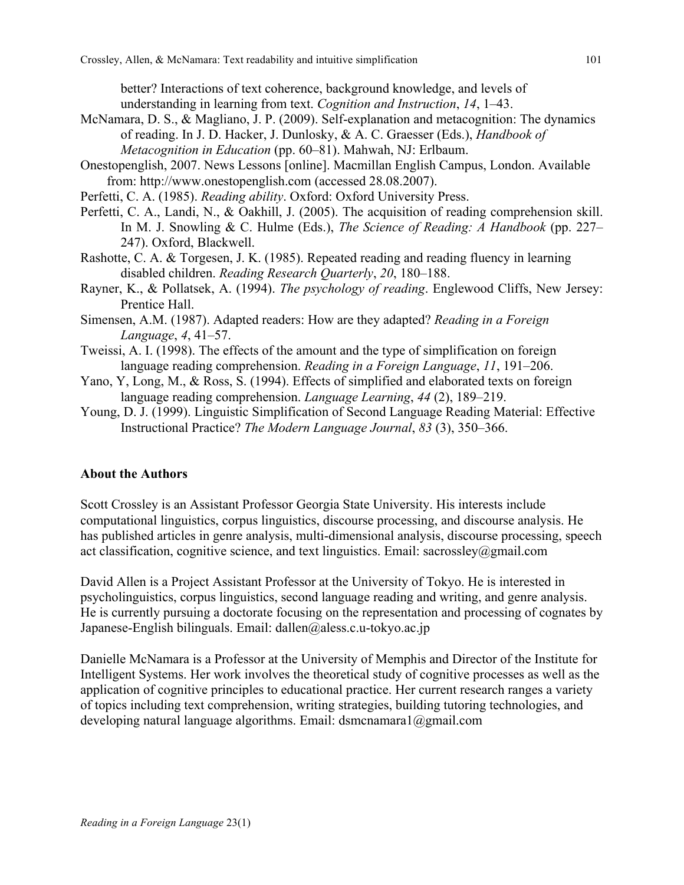better? Interactions of text coherence, background knowledge, and levels of understanding in learning from text. *Cognition and Instruction*, *14*, 1–43.

McNamara, D. S., & Magliano, J. P. (2009). Self-explanation and metacognition: The dynamics of reading. In J. D. Hacker, J. Dunlosky, & A. C. Graesser (Eds.), *Handbook of Metacognition in Education* (pp. 60–81). Mahwah, NJ: Erlbaum.

Onestopenglish, 2007. News Lessons [online]. Macmillan English Campus, London. Available from: http://www.onestopenglish.com (accessed 28.08.2007).

Perfetti, C. A. (1985). *Reading ability*. Oxford: Oxford University Press.

Perfetti, C. A., Landi, N., & Oakhill, J. (2005). The acquisition of reading comprehension skill. In M. J. Snowling & C. Hulme (Eds.), *The Science of Reading: A Handbook* (pp. 227–247). Oxford, Blackwell.

Rashotte, C. A. & Torgesen, J. K. (1985). Repeated reading and reading fluency in learning disabled children. *Reading Research Quarterly*, *20*, 180–188.

Rayner, K., & Pollatsek, A. (1994). *The psychology of reading*. Englewood Cliffs, New Jersey: Prentice Hall.

Simensen, A.M. (1987). Adapted readers: How are they adapted? *Reading in a Foreign Language*, *4*, 41–57.

Tweissi, A. I. (1998). The effects of the amount and the type of simplification on foreign language reading comprehension. *Reading in a Foreign Language*, *11*, 191–206.

Yano, Y, Long, M., & Ross, S. (1994). Effects of simplified and elaborated texts on foreign language reading comprehension. *Language Learning*, *44* (2), 189–219.

Young, D. J. (1999). Linguistic Simplification of Second Language Reading Material: Effective Instructional Practice? *The Modern Language Journal*, *83* (3), 350–366.

**About the Authors**

Scott Crossley is an Assistant Professor Georgia State University. His interests include computational linguistics, corpus linguistics, discourse processing, and discourse analysis. He has published articles in genre analysis, multi-dimensional analysis, discourse processing, speech act classification, cognitive science, and text linguistics. Email: sacrossley@gmail.com

David Allen is a Project Assistant Professor at the University of Tokyo. He is interested in psycholinguistics, corpus linguistics, second language reading and writing, and genre analysis. He is currently pursuing a doctorate focusing on the representation and processing of cognates by Japanese-English bilinguals. Email: dallen@aless.c.u-tokyo.ac.jp

Danielle McNamara is a Professor at the University of Memphis and Director of the Institute for Intelligent Systems. Her work involves the theoretical study of cognitive processes as well as the application of cognitive principles to educational practice. Her current research ranges a variety of topics including text comprehension, writing strategies, building tutoring technologies, and developing natural language algorithms. Email: dsmcnamara1@gmail.com